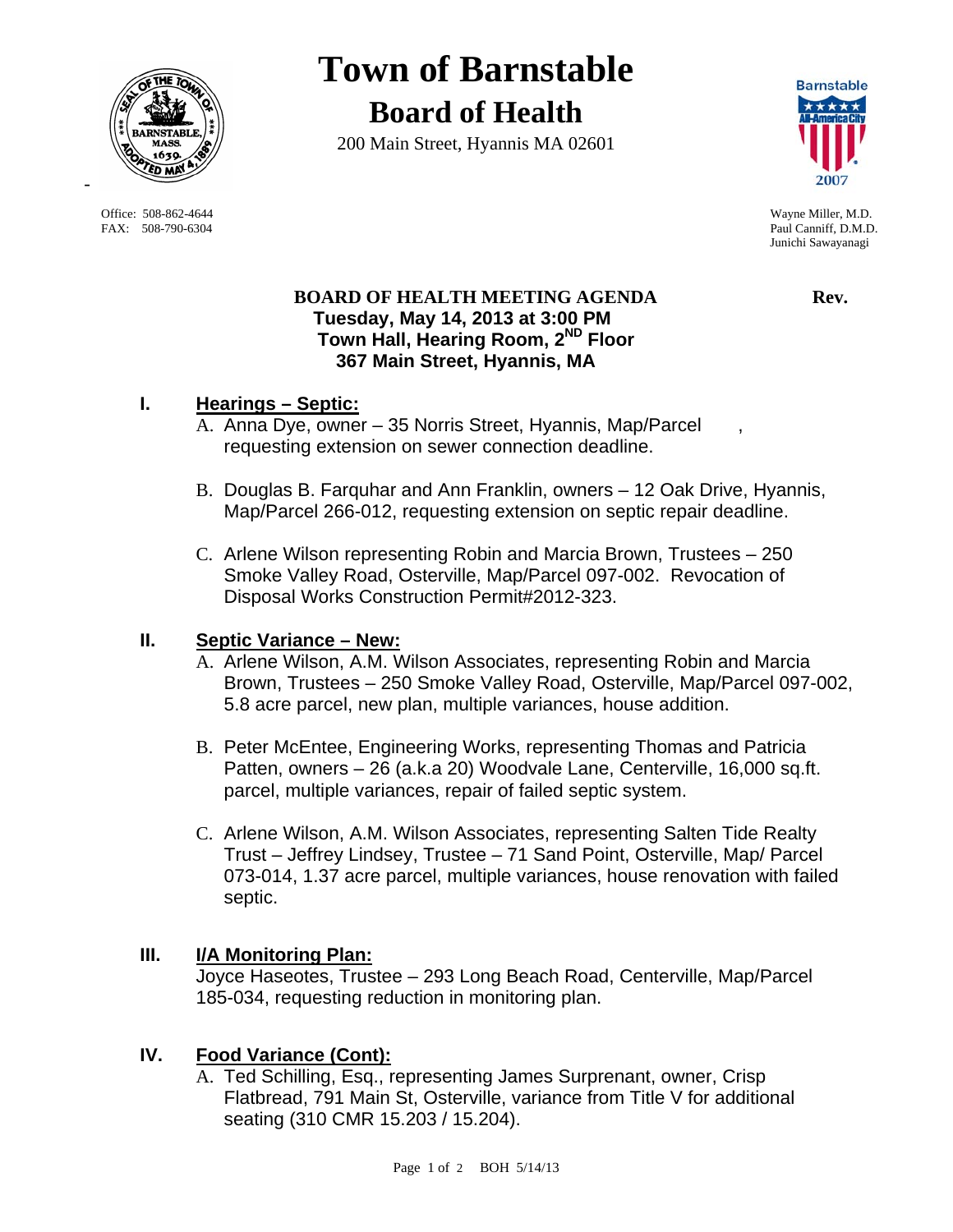# Town of Barnstable

## Board of Health

200 Main Street, Hyannis MA 02601

Office: 508-862-4644
FAX: 508-790-6304

Wayne Miller, M.D.
Paul Canniff, D.M.D.
Junichi Sawayanagi

**BOARD OF HEALTH MEETING AGENDA** **Rev.**
**Tuesday, May 14, 2013 at 3:00 PM**
**Town Hall, Hearing Room, 2ND Floor**
**367 Main Street, Hyannis, MA**

## I. Hearings – Septic:

A. Anna Dye, owner – 35 Norris Street, Hyannis, Map/Parcel , requesting extension on sewer connection deadline.

B. Douglas B. Farquhar and Ann Franklin, owners – 12 Oak Drive, Hyannis, Map/Parcel 266-012, requesting extension on septic repair deadline.

C. Arlene Wilson representing Robin and Marcia Brown, Trustees – 250 Smoke Valley Road, Osterville, Map/Parcel 097-002. Revocation of Disposal Works Construction Permit#2012-323.

## II. Septic Variance – New:

A. Arlene Wilson, A.M. Wilson Associates, representing Robin and Marcia Brown, Trustees – 250 Smoke Valley Road, Osterville, Map/Parcel 097-002, 5.8 acre parcel, new plan, multiple variances, house addition.

B. Peter McEntee, Engineering Works, representing Thomas and Patricia Patten, owners – 26 (a.k.a 20) Woodvale Lane, Centerville, 16,000 sq.ft. parcel, multiple variances, repair of failed septic system.

C. Arlene Wilson, A.M. Wilson Associates, representing Salten Tide Realty Trust – Jeffrey Lindsey, Trustee – 71 Sand Point, Osterville, Map/ Parcel 073-014, 1.37 acre parcel, multiple variances, house renovation with failed septic.

## III. I/A Monitoring Plan:

Joyce Haseotes, Trustee – 293 Long Beach Road, Centerville, Map/Parcel 185-034, requesting reduction in monitoring plan.

## IV. Food Variance (Cont):

A. Ted Schilling, Esq., representing James Surprenant, owner, Crisp Flatbread, 791 Main St, Osterville, variance from Title V for additional seating (310 CMR 15.203 / 15.204).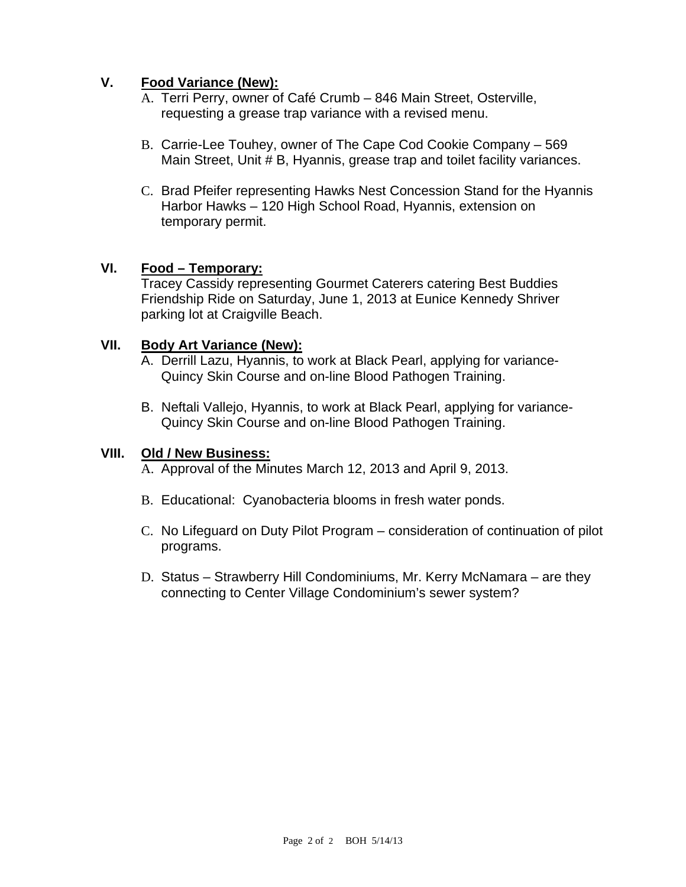## V. **Food Variance (New):**

A. Terri Perry, owner of Café Crumb – 846 Main Street, Osterville, requesting a grease trap variance with a revised menu.

B. Carrie-Lee Touhey, owner of The Cape Cod Cookie Company – 569 Main Street, Unit # B, Hyannis, grease trap and toilet facility variances.

C. Brad Pfeifer representing Hawks Nest Concession Stand for the Hyannis Harbor Hawks – 120 High School Road, Hyannis, extension on temporary permit.

## VI. **Food – Temporary:**

Tracey Cassidy representing Gourmet Caterers catering Best Buddies Friendship Ride on Saturday, June 1, 2013 at Eunice Kennedy Shriver parking lot at Craigville Beach.

## VII. **Body Art Variance (New):**

A. Derrill Lazu, Hyannis, to work at Black Pearl, applying for variance- Quincy Skin Course and on-line Blood Pathogen Training.

B. Neftali Vallejo, Hyannis, to work at Black Pearl, applying for variance- Quincy Skin Course and on-line Blood Pathogen Training.

## VIII. **Old / New Business:**

A. Approval of the Minutes March 12, 2013 and April 9, 2013.

B. Educational: Cyanobacteria blooms in fresh water ponds.

C. No Lifeguard on Duty Pilot Program – consideration of continuation of pilot programs.

D. Status – Strawberry Hill Condominiums, Mr. Kerry McNamara – are they connecting to Center Village Condominium's sewer system?